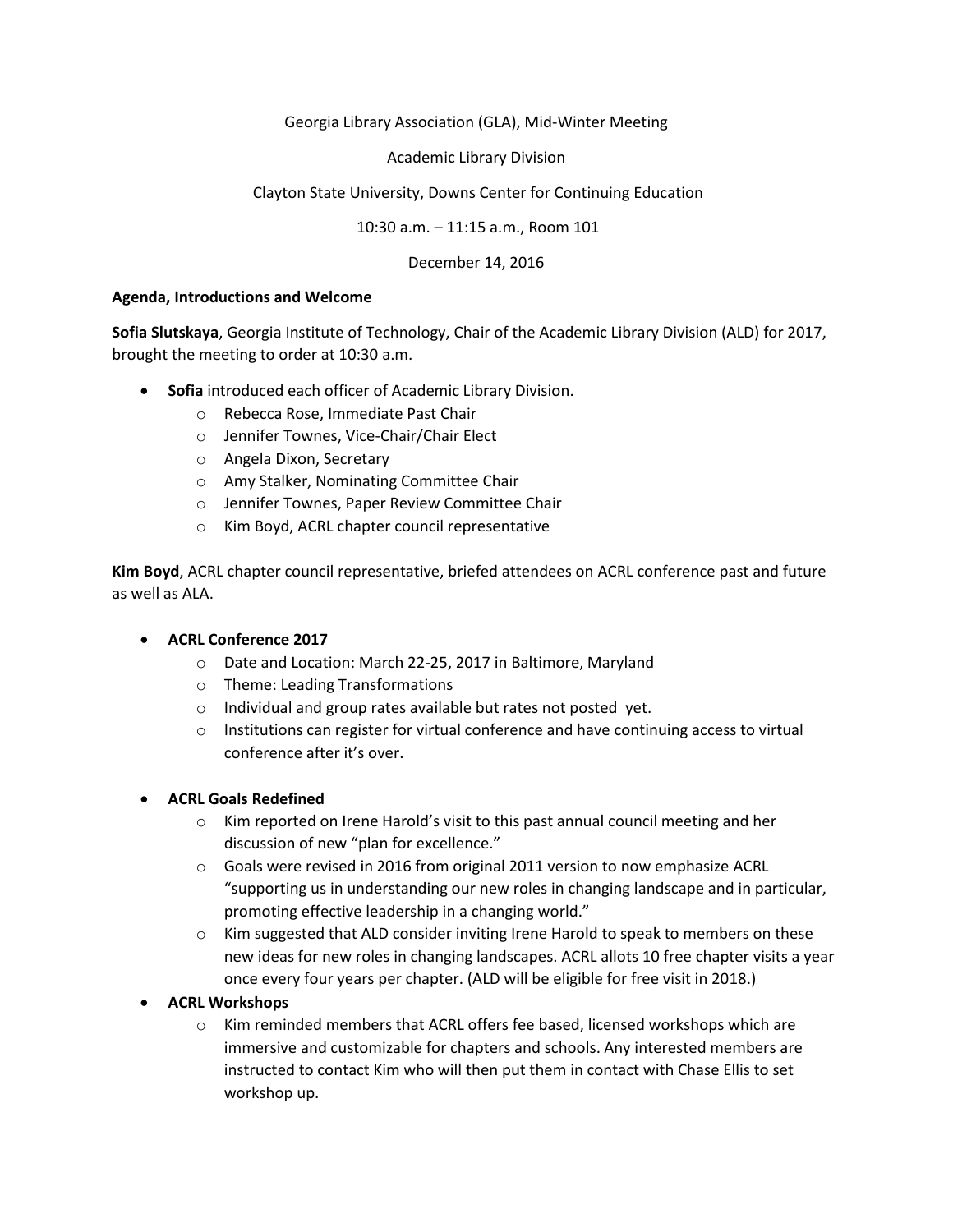Georgia Library Association (GLA), Mid-Winter Meeting

Academic Library Division

Clayton State University, Downs Center for Continuing Education

10:30 a.m. – 11:15 a.m., Room 101

December 14, 2016

**Agenda, Introductions and Welcome**

**Sofia Slutskaya**, Georgia Institute of Technology, Chair of the Academic Library Division (ALD) for 2017, brought the meeting to order at 10:30 a.m.

- **Sofia** introduced each officer of Academic Library Division.
  - Rebecca Rose, Immediate Past Chair
  - Jennifer Townes, Vice-Chair/Chair Elect
  - Angela Dixon, Secretary
  - Amy Stalker, Nominating Committee Chair
  - Jennifer Townes, Paper Review Committee Chair
  - Kim Boyd, ACRL chapter council representative

**Kim Boyd**, ACRL chapter council representative, briefed attendees on ACRL conference past and future as well as ALA.

- **ACRL Conference 2017**
  - Date and Location: March 22-25, 2017 in Baltimore, Maryland
  - Theme: Leading Transformations
  - Individual and group rates available but rates not posted yet.
  - Institutions can register for virtual conference and have continuing access to virtual conference after it's over.

- **ACRL Goals Redefined**
  - Kim reported on Irene Harold's visit to this past annual council meeting and her discussion of new "plan for excellence."
  - Goals were revised in 2016 from original 2011 version to now emphasize ACRL "supporting us in understanding our new roles in changing landscape and in particular, promoting effective leadership in a changing world."
  - Kim suggested that ALD consider inviting Irene Harold to speak to members on these new ideas for new roles in changing landscapes. ACRL allots 10 free chapter visits a year once every four years per chapter. (ALD will be eligible for free visit in 2018.)
- **ACRL Workshops**
  - Kim reminded members that ACRL offers fee based, licensed workshops which are immersive and customizable for chapters and schools. Any interested members are instructed to contact Kim who will then put them in contact with Chase Ellis to set workshop up.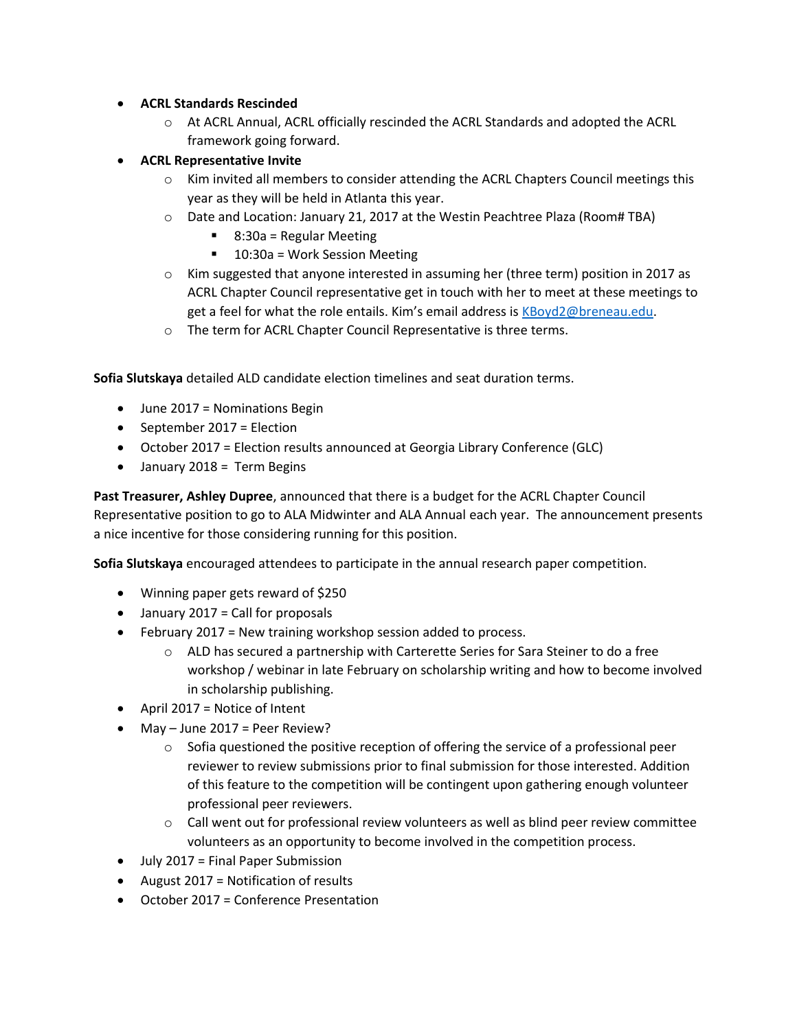- **ACRL Standards Rescinded**
    - At ACRL Annual, ACRL officially rescinded the ACRL Standards and adopted the ACRL framework going forward.
- **ACRL Representative Invite**
    - Kim invited all members to consider attending the ACRL Chapters Council meetings this year as they will be held in Atlanta this year.
    - Date and Location: January 21, 2017 at the Westin Peachtree Plaza (Room# TBA)
        - 8:30a = Regular Meeting
        - 10:30a = Work Session Meeting
    - Kim suggested that anyone interested in assuming her (three term) position in 2017 as ACRL Chapter Council representative get in touch with her to meet at these meetings to get a feel for what the role entails. Kim's email address is KBoyd2@breneau.edu.
    - The term for ACRL Chapter Council Representative is three terms.

**Sofia Slutskaya** detailed ALD candidate election timelines and seat duration terms.

- June 2017 = Nominations Begin
- September 2017 = Election
- October 2017 = Election results announced at Georgia Library Conference (GLC)
- January 2018 = Term Begins

**Past Treasurer, Ashley Dupree**, announced that there is a budget for the ACRL Chapter Council Representative position to go to ALA Midwinter and ALA Annual each year. The announcement presents a nice incentive for those considering running for this position.

**Sofia Slutskaya** encouraged attendees to participate in the annual research paper competition.

- Winning paper gets reward of $250
- January 2017 = Call for proposals
- February 2017 = New training workshop session added to process.
    - ALD has secured a partnership with Carterette Series for Sara Steiner to do a free workshop / webinar in late February on scholarship writing and how to become involved in scholarship publishing.
- April 2017 = Notice of Intent
- May – June 2017 = Peer Review?
    - Sofia questioned the positive reception of offering the service of a professional peer reviewer to review submissions prior to final submission for those interested. Addition of this feature to the competition will be contingent upon gathering enough volunteer professional peer reviewers.
    - Call went out for professional review volunteers as well as blind peer review committee volunteers as an opportunity to become involved in the competition process.
- July 2017 = Final Paper Submission
- August 2017 = Notification of results
- October 2017 = Conference Presentation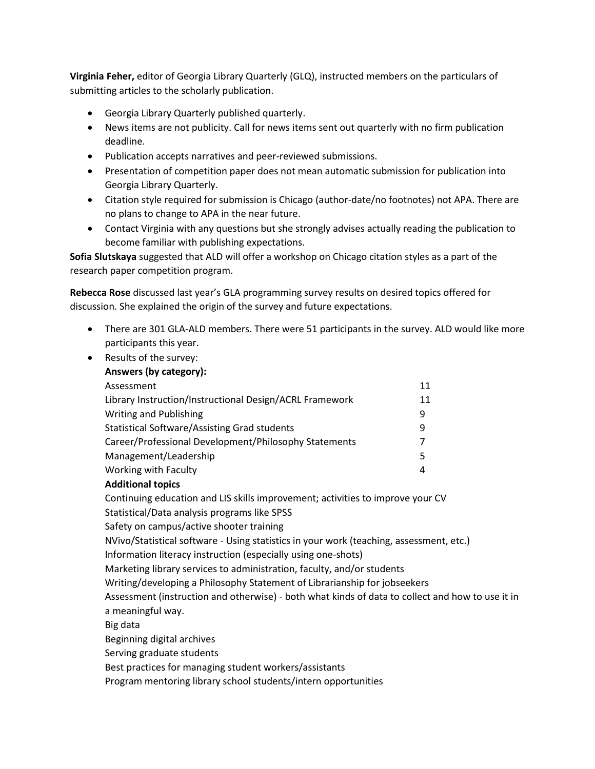**Virginia Feher,** editor of Georgia Library Quarterly (GLQ), instructed members on the particulars of submitting articles to the scholarly publication.

- Georgia Library Quarterly published quarterly.
- News items are not publicity. Call for news items sent out quarterly with no firm publication deadline.
- Publication accepts narratives and peer-reviewed submissions.
- Presentation of competition paper does not mean automatic submission for publication into Georgia Library Quarterly.
- Citation style required for submission is Chicago (author-date/no footnotes) not APA. There are no plans to change to APA in the near future.
- Contact Virginia with any questions but she strongly advises actually reading the publication to become familiar with publishing expectations.

**Sofia Slutskaya** suggested that ALD will offer a workshop on Chicago citation styles as a part of the research paper competition program.

**Rebecca Rose** discussed last year's GLA programming survey results on desired topics offered for discussion. She explained the origin of the survey and future expectations.

- There are 301 GLA-ALD members. There were 51 participants in the survey. ALD would like more participants this year.
- Results of the survey:

  **Answers (by category):**

  | Category | Count |
  |---|---|
  | Assessment | 11 |
  | Library Instruction/Instructional Design/ACRL Framework | 11 |
  | Writing and Publishing | 9 |
  | Statistical Software/Assisting Grad students | 9 |
  | Career/Professional Development/Philosophy Statements | 7 |
  | Management/Leadership | 5 |
  | Working with Faculty | 4 |

  **Additional topics**

  Continuing education and LIS skills improvement; activities to improve your CV
  Statistical/Data analysis programs like SPSS
  Safety on campus/active shooter training
  NVivo/Statistical software - Using statistics in your work (teaching, assessment, etc.)
  Information literacy instruction (especially using one-shots)
  Marketing library services to administration, faculty, and/or students
  Writing/developing a Philosophy Statement of Librarianship for jobseekers
  Assessment (instruction and otherwise) - both what kinds of data to collect and how to use it in a meaningful way.
  Big data
  Beginning digital archives
  Serving graduate students
  Best practices for managing student workers/assistants
  Program mentoring library school students/intern opportunities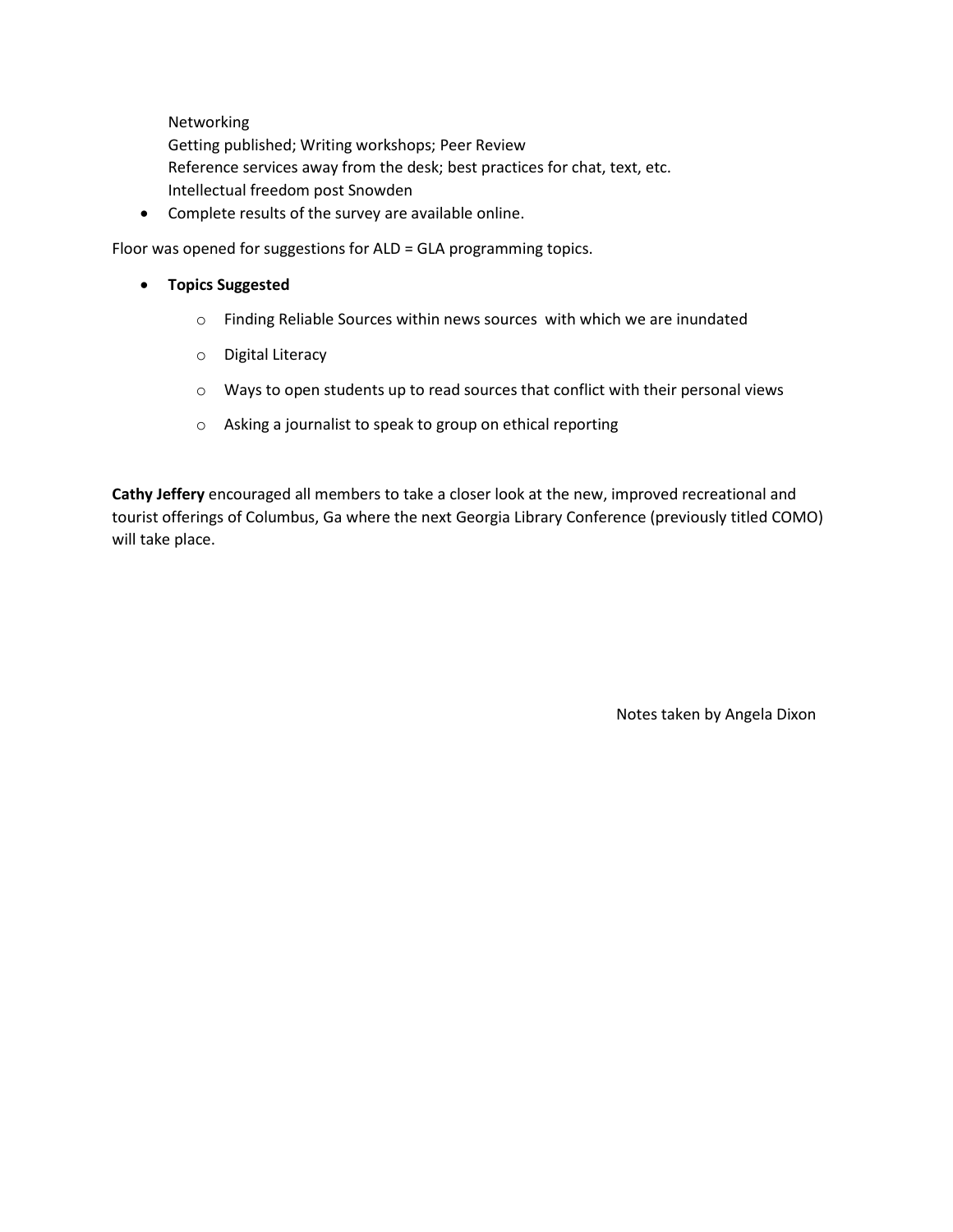Networking
Getting published; Writing workshops; Peer Review
Reference services away from the desk; best practices for chat, text, etc.
Intellectual freedom post Snowden

- Complete results of the survey are available online.

Floor was opened for suggestions for ALD = GLA programming topics.

- **Topics Suggested**
    - Finding Reliable Sources within news sources with which we are inundated
    - Digital Literacy
    - Ways to open students up to read sources that conflict with their personal views
    - Asking a journalist to speak to group on ethical reporting

**Cathy Jeffery** encouraged all members to take a closer look at the new, improved recreational and tourist offerings of Columbus, Ga where the next Georgia Library Conference (previously titled COMO) will take place.

Notes taken by Angela Dixon